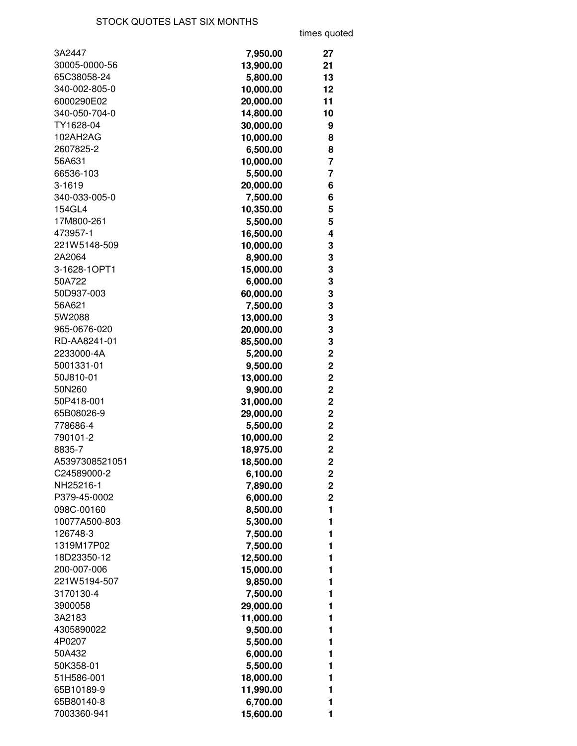STOCK QUOTES LAST SIX MONTHS

| | | times quoted |
|---|---|---|
| 3A2447 | **7,950.00** | **27** |
| 30005-0000-56 | **13,900.00** | **21** |
| 65C38058-24 | **5,800.00** | **13** |
| 340-002-805-0 | **10,000.00** | **12** |
| 6000290E02 | **20,000.00** | **11** |
| 340-050-704-0 | **14,800.00** | **10** |
| TY1628-04 | **30,000.00** | **9** |
| 102AH2AG | **10,000.00** | **8** |
| 2607825-2 | **6,500.00** | **8** |
| 56A631 | **10,000.00** | **7** |
| 66536-103 | **5,500.00** | **7** |
| 3-1619 | **20,000.00** | **6** |
| 340-033-005-0 | **7,500.00** | **6** |
| 154GL4 | **10,350.00** | **5** |
| 17M800-261 | **5,500.00** | **5** |
| 473957-1 | **16,500.00** | **4** |
| 221W5148-509 | **10,000.00** | **3** |
| 2A2064 | **8,900.00** | **3** |
| 3-1628-1OPT1 | **15,000.00** | **3** |
| 50A722 | **6,000.00** | **3** |
| 50D937-003 | **60,000.00** | **3** |
| 56A621 | **7,500.00** | **3** |
| 5W2088 | **13,000.00** | **3** |
| 965-0676-020 | **20,000.00** | **3** |
| RD-AA8241-01 | **85,500.00** | **3** |
| 2233000-4A | **5,200.00** | **2** |
| 5001331-01 | **9,500.00** | **2** |
| 50J810-01 | **13,000.00** | **2** |
| 50N260 | **9,900.00** | **2** |
| 50P418-001 | **31,000.00** | **2** |
| 65B08026-9 | **29,000.00** | **2** |
| 778686-4 | **5,500.00** | **2** |
| 790101-2 | **10,000.00** | **2** |
| 8835-7 | **18,975.00** | **2** |
| A5397308521051 | **18,500.00** | **2** |
| C24589000-2 | **6,100.00** | **2** |
| NH25216-1 | **7,890.00** | **2** |
| P379-45-0002 | **6,000.00** | **2** |
| 098C-00160 | **8,500.00** | **1** |
| 10077A500-803 | **5,300.00** | **1** |
| 126748-3 | **7,500.00** | **1** |
| 1319M17P02 | **7,500.00** | **1** |
| 18D23350-12 | **12,500.00** | **1** |
| 200-007-006 | **15,000.00** | **1** |
| 221W5194-507 | **9,850.00** | **1** |
| 3170130-4 | **7,500.00** | **1** |
| 3900058 | **29,000.00** | **1** |
| 3A2183 | **11,000.00** | **1** |
| 4305890022 | **9,500.00** | **1** |
| 4P0207 | **5,500.00** | **1** |
| 50A432 | **6,000.00** | **1** |
| 50K358-01 | **5,500.00** | **1** |
| 51H586-001 | **18,000.00** | **1** |
| 65B10189-9 | **11,990.00** | **1** |
| 65B80140-8 | **6,700.00** | **1** |
| 7003360-941 | **15,600.00** | **1** |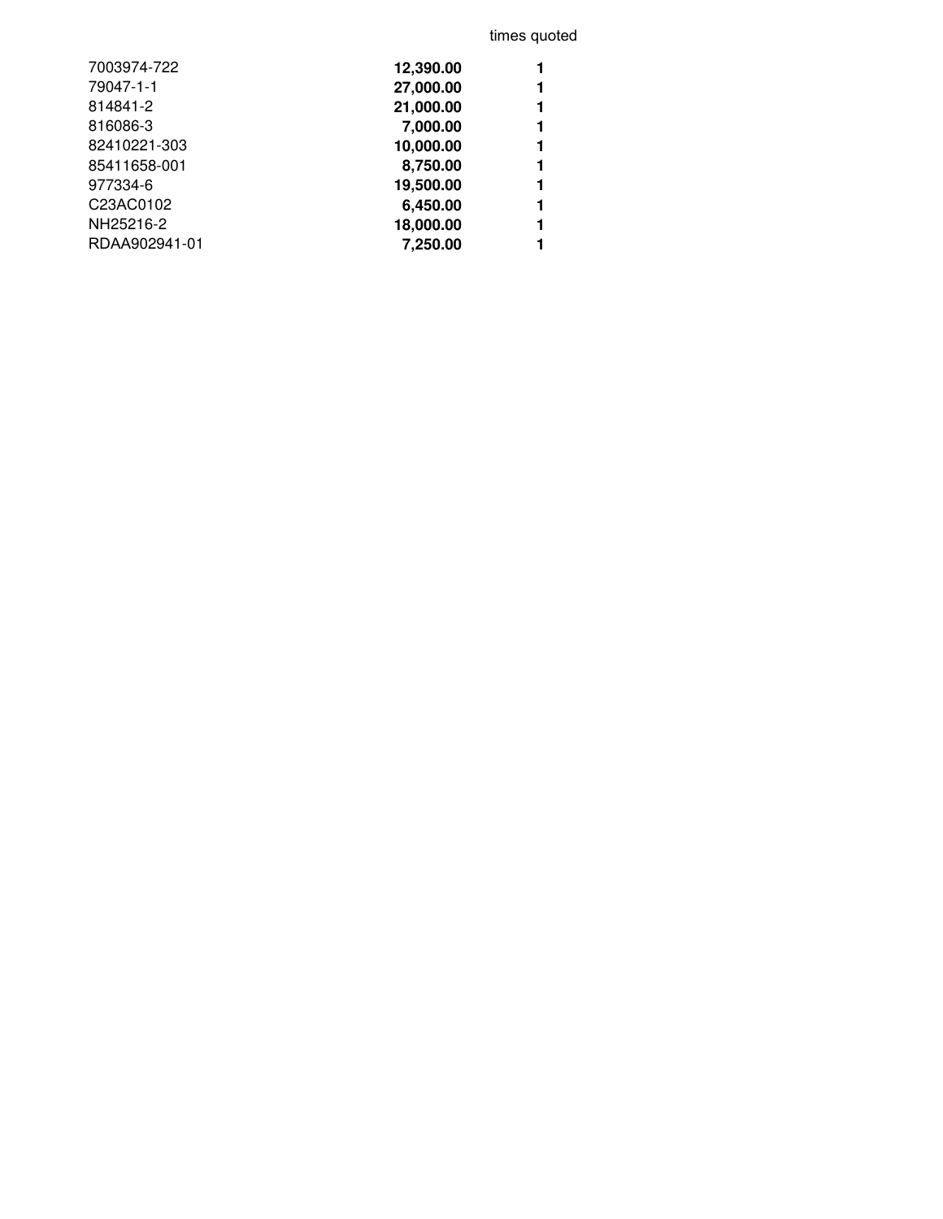| | | times quoted |
|---|---|---|
| 7003974-722 | **12,390.00** | **1** |
| 79047-1-1 | **27,000.00** | **1** |
| 814841-2 | **21,000.00** | **1** |
| 816086-3 | **7,000.00** | **1** |
| 82410221-303 | **10,000.00** | **1** |
| 85411658-001 | **8,750.00** | **1** |
| 977334-6 | **19,500.00** | **1** |
| C23AC0102 | **6,450.00** | **1** |
| NH25216-2 | **18,000.00** | **1** |
| RDAA902941-01 | **7,250.00** | **1** |